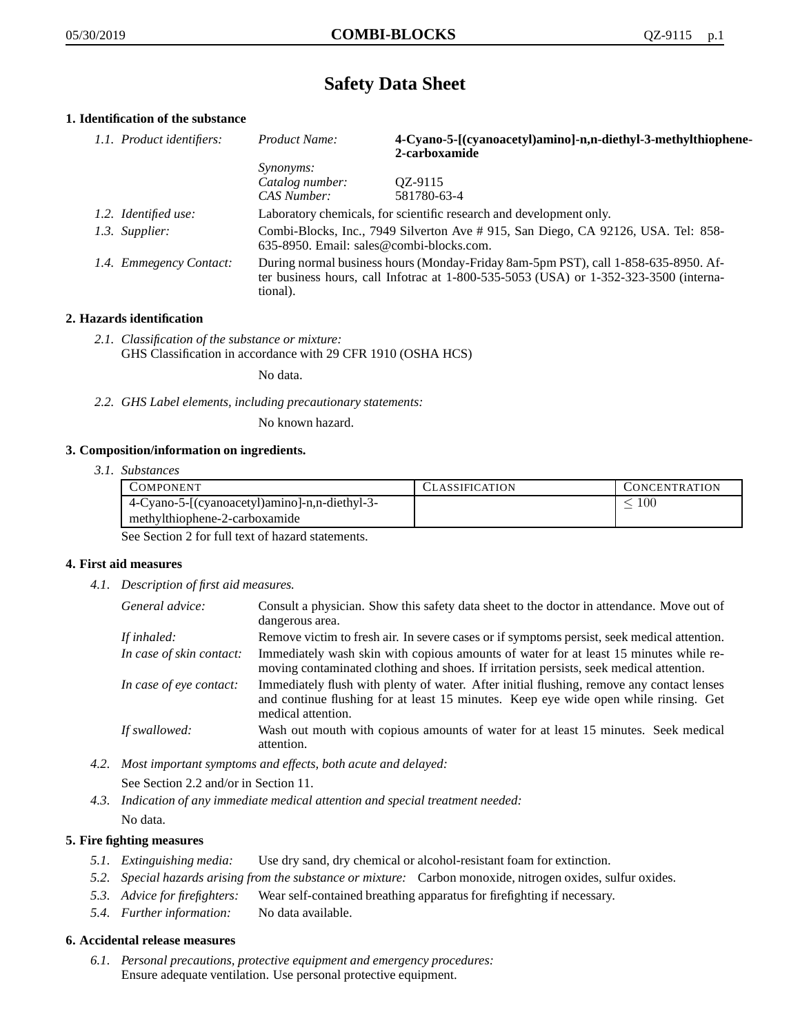# Safety Data Sheet

## 1. Identification of the substance

*1.1. Product identifiers:*

| | | |
|---|---|---|
| *Product Name:* | **4-Cyano-5-[(cyanoacetyl)amino]-n,n-diethyl-3-methylthiophene-2-carboxamide** |
| *Synonyms:* | |
| *Catalog number:* | QZ-9115 |
| *CAS Number:* | 581780-63-4 |

*1.2. Identified use:* Laboratory chemicals, for scientific research and development only.

*1.3. Supplier:* Combi-Blocks, Inc., 7949 Silverton Ave # 915, San Diego, CA 92126, USA. Tel: 858-635-8950. Email: sales@combi-blocks.com.

*1.4. Emmegency Contact:* During normal business hours (Monday-Friday 8am-5pm PST), call 1-858-635-8950. After business hours, call Infotrac at 1-800-535-5053 (USA) or 1-352-323-3500 (international).

## 2. Hazards identification

*2.1. Classification of the substance or mixture:*
GHS Classification in accordance with 29 CFR 1910 (OSHA HCS)

No data.

*2.2. GHS Label elements, including precautionary statements:*

No known hazard.

## 3. Composition/information on ingredients.

*3.1. Substances*

| Component | Classification | Concentration |
|---|---|---|
| 4-Cyano-5-[(cyanoacetyl)amino]-n,n-diethyl-3-methylthiophene-2-carboxamide | | $\leq 100$ |

See Section 2 for full text of hazard statements.

## 4. First aid measures

*4.1. Description of first aid measures.*

*General advice:* Consult a physician. Show this safety data sheet to the doctor in attendance. Move out of dangerous area.

*If inhaled:* Remove victim to fresh air. In severe cases or if symptoms persist, seek medical attention.

*In case of skin contact:* Immediately wash skin with copious amounts of water for at least 15 minutes while removing contaminated clothing and shoes. If irritation persists, seek medical attention.

*In case of eye contact:* Immediately flush with plenty of water. After initial flushing, remove any contact lenses and continue flushing for at least 15 minutes. Keep eye wide open while rinsing. Get medical attention.

*If swallowed:* Wash out mouth with copious amounts of water for at least 15 minutes. Seek medical attention.

*4.2. Most important symptoms and effects, both acute and delayed:*

See Section 2.2 and/or in Section 11.

*4.3. Indication of any immediate medical attention and special treatment needed:*

No data.

## 5. Fire fighting measures

*5.1. Extinguishing media:* Use dry sand, dry chemical or alcohol-resistant foam for extinction.

*5.2. Special hazards arising from the substance or mixture:* Carbon monoxide, nitrogen oxides, sulfur oxides.

*5.3. Advice for firefighters:* Wear self-contained breathing apparatus for firefighting if necessary.

*5.4. Further information:* No data available.

## 6. Accidental release measures

*6.1. Personal precautions, protective equipment and emergency procedures:*
Ensure adequate ventilation. Use personal protective equipment.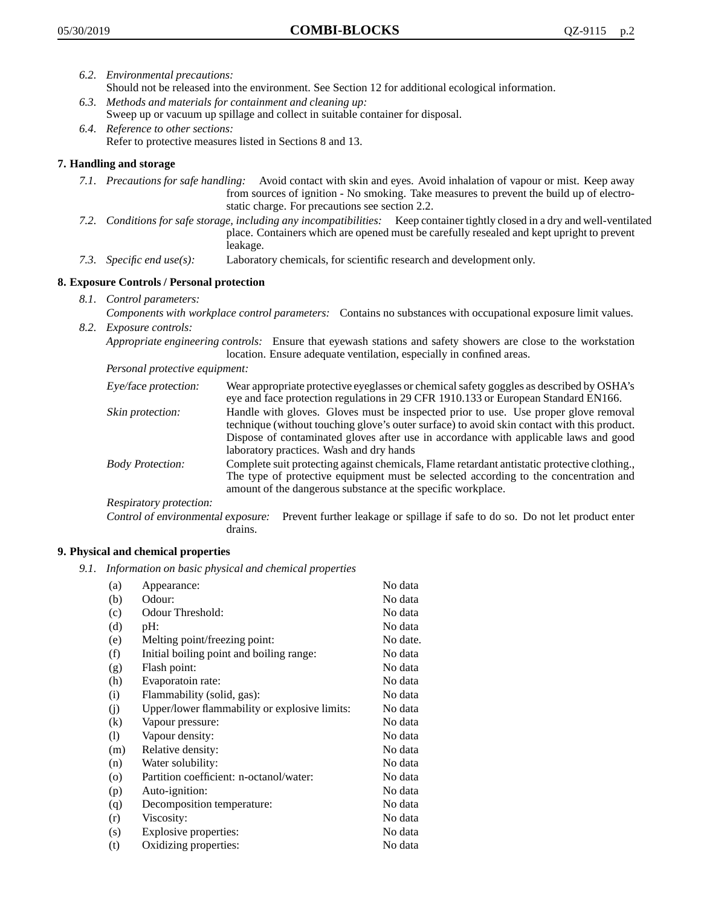6.2. *Environmental precautions:*
Should not be released into the environment. See Section 12 for additional ecological information.

6.3. *Methods and materials for containment and cleaning up:*
Sweep up or vacuum up spillage and collect in suitable container for disposal.

6.4. *Reference to other sections:*
Refer to protective measures listed in Sections 8 and 13.

## 7. Handling and storage

7.1. *Precautions for safe handling:* Avoid contact with skin and eyes. Avoid inhalation of vapour or mist. Keep away from sources of ignition - No smoking. Take measures to prevent the build up of electrostatic charge. For precautions see section 2.2.

7.2. *Conditions for safe storage, including any incompatibilities:* Keep container tightly closed in a dry and well-ventilated place. Containers which are opened must be carefully resealed and kept upright to prevent leakage.

7.3. *Specific end use(s):* Laboratory chemicals, for scientific research and development only.

## 8. Exposure Controls / Personal protection

8.1. *Control parameters:*
*Components with workplace control parameters:* Contains no substances with occupational exposure limit values.

8.2. *Exposure controls:*
*Appropriate engineering controls:* Ensure that eyewash stations and safety showers are close to the workstation location. Ensure adequate ventilation, especially in confined areas.

*Personal protective equipment:*

*Eye/face protection:* Wear appropriate protective eyeglasses or chemical safety goggles as described by OSHA's eye and face protection regulations in 29 CFR 1910.133 or European Standard EN166.

*Skin protection:* Handle with gloves. Gloves must be inspected prior to use. Use proper glove removal technique (without touching glove's outer surface) to avoid skin contact with this product. Dispose of contaminated gloves after use in accordance with applicable laws and good laboratory practices. Wash and dry hands

*Body Protection:* Complete suit protecting against chemicals, Flame retardant antistatic protective clothing., The type of protective equipment must be selected according to the concentration and amount of the dangerous substance at the specific workplace.

*Respiratory protection:*

*Control of environmental exposure:* Prevent further leakage or spillage if safe to do so. Do not let product enter drains.

## 9. Physical and chemical properties

9.1. *Information on basic physical and chemical properties*

| | | |
|---|---|---|
| (a) | Appearance: | No data |
| (b) | Odour: | No data |
| (c) | Odour Threshold: | No data |
| (d) | pH: | No data |
| (e) | Melting point/freezing point: | No date. |
| (f) | Initial boiling point and boiling range: | No data |
| (g) | Flash point: | No data |
| (h) | Evaporatoin rate: | No data |
| (i) | Flammability (solid, gas): | No data |
| (j) | Upper/lower flammability or explosive limits: | No data |
| (k) | Vapour pressure: | No data |
| (l) | Vapour density: | No data |
| (m) | Relative density: | No data |
| (n) | Water solubility: | No data |
| (o) | Partition coefficient: n-octanol/water: | No data |
| (p) | Auto-ignition: | No data |
| (q) | Decomposition temperature: | No data |
| (r) | Viscosity: | No data |
| (s) | Explosive properties: | No data |
| (t) | Oxidizing properties: | No data |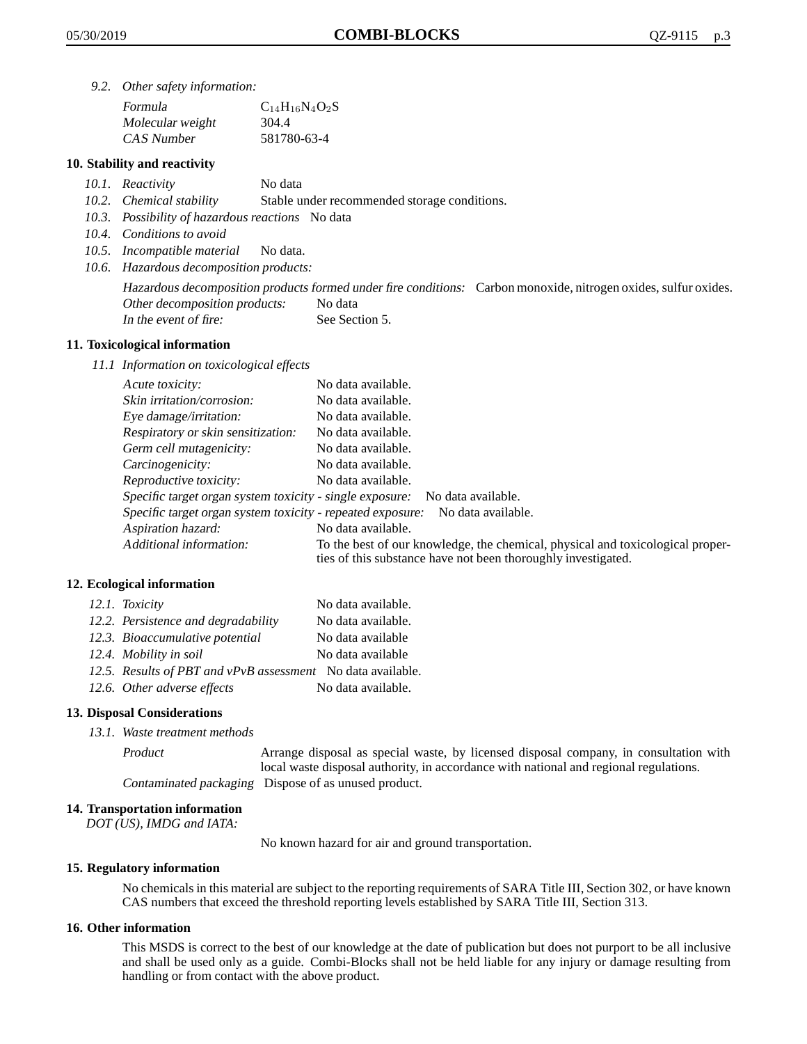*9.2. Other safety information:*

| | |
|---|---|
| *Formula* | $C_{14}H_{16}N_4O_2S$ |
| *Molecular weight* | 304.4 |
| *CAS Number* | 581780-63-4 |

## 10. Stability and reactivity

*10.1. Reactivity* No data

*10.2. Chemical stability* Stable under recommended storage conditions.

*10.3. Possibility of hazardous reactions* No data

*10.4. Conditions to avoid*

*10.5. Incompatible material* No data.

*10.6. Hazardous decomposition products:*

*Hazardous decomposition products formed under fire conditions:* Carbon monoxide, nitrogen oxides, sulfur oxides.

*Other decomposition products:* No data

*In the event of fire:* See Section 5.

## 11. Toxicological information

*11.1 Information on toxicological effects*

| | |
|---|---|
| *Acute toxicity:* | No data available. |
| *Skin irritation/corrosion:* | No data available. |
| *Eye damage/irritation:* | No data available. |
| *Respiratory or skin sensitization:* | No data available. |
| *Germ cell mutagenicity:* | No data available. |
| *Carcinogenicity:* | No data available. |
| *Reproductive toxicity:* | No data available. |
| *Specific target organ system toxicity - single exposure:* | No data available. |
| *Specific target organ system toxicity - repeated exposure:* | No data available. |
| *Aspiration hazard:* | No data available. |
| *Additional information:* | To the best of our knowledge, the chemical, physical and toxicological properties of this substance have not been thoroughly investigated. |

## 12. Ecological information

| | |
|---|---|
| *12.1. Toxicity* | No data available. |
| *12.2. Persistence and degradability* | No data available. |
| *12.3. Bioaccumulative potential* | No data available |
| *12.4. Mobility in soil* | No data available |
| *12.5. Results of PBT and vPvB assessment* | No data available. |
| *12.6. Other adverse effects* | No data available. |

## 13. Disposal Considerations

*13.1. Waste treatment methods*

*Product* Arrange disposal as special waste, by licensed disposal company, in consultation with local waste disposal authority, in accordance with national and regional regulations.

*Contaminated packaging* Dispose of as unused product.

## 14. Transportation information

*DOT (US), IMDG and IATA:*

No known hazard for air and ground transportation.

## 15. Regulatory information

No chemicals in this material are subject to the reporting requirements of SARA Title III, Section 302, or have known CAS numbers that exceed the threshold reporting levels established by SARA Title III, Section 313.

## 16. Other information

This MSDS is correct to the best of our knowledge at the date of publication but does not purport to be all inclusive and shall be used only as a guide. Combi-Blocks shall not be held liable for any injury or damage resulting from handling or from contact with the above product.